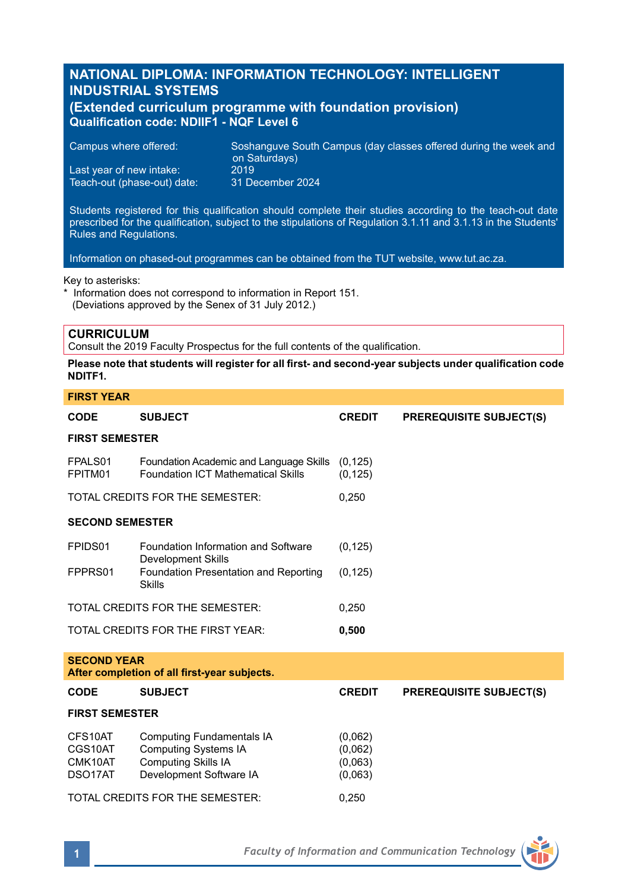# NATIONAL DIPLOMA: INFORMATION TECHNOLOGY: INTELLIGENT INDUSTRIAL SYSTEMS

## (Extended curriculum programme with foundation provision)

**Qualification code: NDIIF1 - NQF Level 6**

| | |
|---|---|
| Campus where offered: | Soshanguve South Campus (day classes offered during the week and on Saturdays) |
| Last year of new intake: | 2019 |
| Teach-out (phase-out) date: | 31 December 2024 |

Students registered for this qualification should complete their studies according to the teach-out date prescribed for the qualification, subject to the stipulations of Regulation 3.1.11 and 3.1.13 in the Students' Rules and Regulations.

Information on phased-out programmes can be obtained from the TUT website, www.tut.ac.za.

Key to asterisks:
* Information does not correspond to information in Report 151.
(Deviations approved by the Senex of 31 July 2012.)

## CURRICULUM

Consult the 2019 Faculty Prospectus for the full contents of the qualification.

**Please note that students will register for all first- and second-year subjects under qualification code NDITF1.**

### FIRST YEAR

| CODE | SUBJECT | CREDIT | PREREQUISITE SUBJECT(S) |
|---|---|---|---|
| **FIRST SEMESTER** | | | |
| FPALS01 | Foundation Academic and Language Skills | (0,125) | |
| FPITM01 | Foundation ICT Mathematical Skills | (0,125) | |
| TOTAL CREDITS FOR THE SEMESTER: | | 0,250 | |
| **SECOND SEMESTER** | | | |
| FPIDS01 | Foundation Information and Software Development Skills | (0,125) | |
| FPPRS01 | Foundation Presentation and Reporting Skills | (0,125) | |
| TOTAL CREDITS FOR THE SEMESTER: | | 0,250 | |
| TOTAL CREDITS FOR THE FIRST YEAR: | | **0,500** | |

### SECOND YEAR

**After completion of all first-year subjects.**

| CODE | SUBJECT | CREDIT | PREREQUISITE SUBJECT(S) |
|---|---|---|---|
| **FIRST SEMESTER** | | | |
| CFS10AT | Computing Fundamentals IA | (0,062) | |
| CGS10AT | Computing Systems IA | (0,062) | |
| CMK10AT | Computing Skills IA | (0,063) | |
| DSO17AT | Development Software IA | (0,063) | |
| TOTAL CREDITS FOR THE SEMESTER: | | 0,250 | |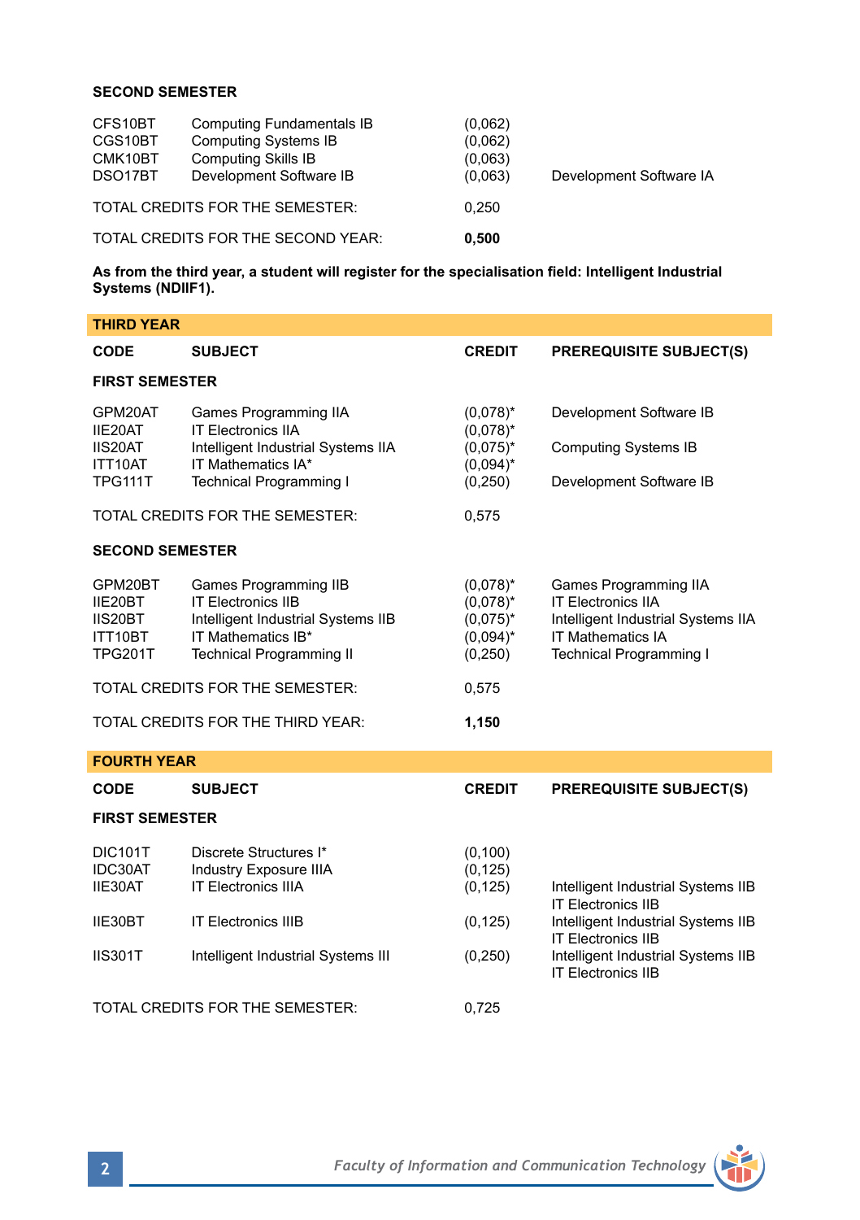**SECOND SEMESTER**

| | | | |
|---|---|---|---|
| CFS10BT | Computing Fundamentals IB | (0,062) | |
| CGS10BT | Computing Systems IB | (0,062) | |
| CMK10BT | Computing Skills IB | (0,063) | |
| DSO17BT | Development Software IB | (0,063) | Development Software IA |
| TOTAL CREDITS FOR THE SEMESTER: | | 0,250 | |
| TOTAL CREDITS FOR THE SECOND YEAR: | | **0,500** | |

**As from the third year, a student will register for the specialisation field: Intelligent Industrial Systems (NDIIF1).**

## THIRD YEAR

| CODE | SUBJECT | CREDIT | PREREQUISITE SUBJECT(S) |
|---|---|---|---|
| **FIRST SEMESTER** | | | |
| GPM20AT | Games Programming IIA | (0,078)* | Development Software IB |
| IIE20AT | IT Electronics IIA | (0,078)* | |
| IIS20AT | Intelligent Industrial Systems IIA | (0,075)* | Computing Systems IB |
| ITT10AT | IT Mathematics IA* | (0,094)* | |
| TPG111T | Technical Programming I | (0,250) | Development Software IB |
| TOTAL CREDITS FOR THE SEMESTER: | | 0,575 | |
| **SECOND SEMESTER** | | | |
| GPM20BT | Games Programming IIB | (0,078)* | Games Programming IIA |
| IIE20BT | IT Electronics IIB | (0,078)* | IT Electronics IIA |
| IIS20BT | Intelligent Industrial Systems IIB | (0,075)* | Intelligent Industrial Systems IIA |
| ITT10BT | IT Mathematics IB* | (0,094)* | IT Mathematics IA |
| TPG201T | Technical Programming II | (0,250) | Technical Programming I |
| TOTAL CREDITS FOR THE SEMESTER: | | 0,575 | |
| TOTAL CREDITS FOR THE THIRD YEAR: | | **1,150** | |

## FOURTH YEAR

| CODE | SUBJECT | CREDIT | PREREQUISITE SUBJECT(S) |
|---|---|---|---|
| **FIRST SEMESTER** | | | |
| DIC101T | Discrete Structures I* | (0,100) | |
| IDC30AT | Industry Exposure IIIA | (0,125) | |
| IIE30AT | IT Electronics IIIA | (0,125) | Intelligent Industrial Systems IIB<br>IT Electronics IIB |
| IIE30BT | IT Electronics IIIB | (0,125) | Intelligent Industrial Systems IIB<br>IT Electronics IIB |
| IIS301T | Intelligent Industrial Systems III | (0,250) | Intelligent Industrial Systems IIB<br>IT Electronics IIB |
| TOTAL CREDITS FOR THE SEMESTER: | | 0,725 | |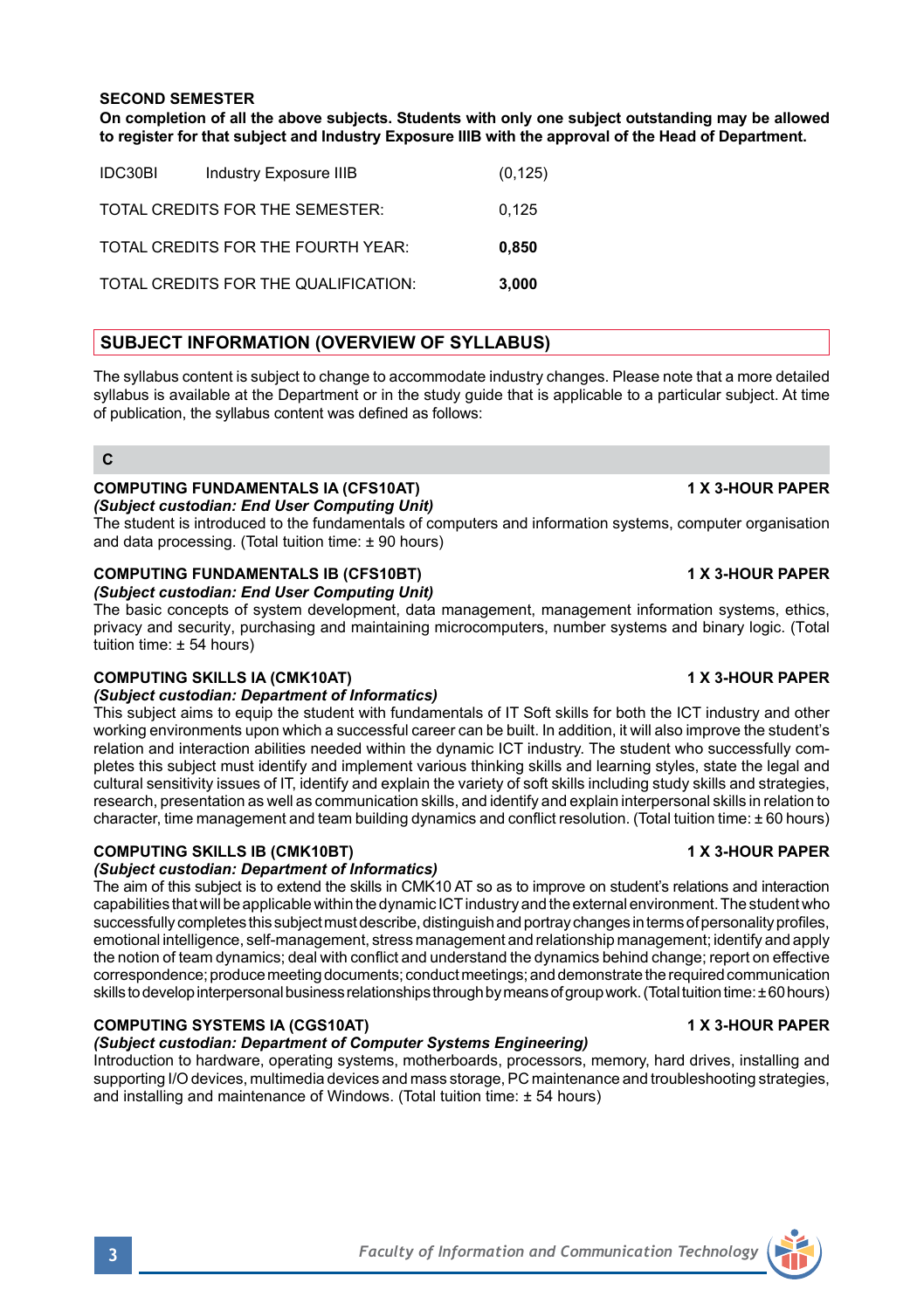**SECOND SEMESTER**

**On completion of all the above subjects. Students with only one subject outstanding may be allowed to register for that subject and Industry Exposure IIIB with the approval of the Head of Department.**

| | | |
|---|---|---|
| IDC30BI | Industry Exposure IIIB | (0,125) |
| TOTAL CREDITS FOR THE SEMESTER: | | 0,125 |
| TOTAL CREDITS FOR THE FOURTH YEAR: | | **0,850** |
| TOTAL CREDITS FOR THE QUALIFICATION: | | **3,000** |

## SUBJECT INFORMATION (OVERVIEW OF SYLLABUS)

The syllabus content is subject to change to accommodate industry changes. Please note that a more detailed syllabus is available at the Department or in the study guide that is applicable to a particular subject. At time of publication, the syllabus content was defined as follows:

### C

**COMPUTING FUNDAMENTALS IA (CFS10AT)** **1 X 3-HOUR PAPER**
*(Subject custodian: End User Computing Unit)*
The student is introduced to the fundamentals of computers and information systems, computer organisation and data processing. (Total tuition time: ± 90 hours)

**COMPUTING FUNDAMENTALS IB (CFS10BT)** **1 X 3-HOUR PAPER**
*(Subject custodian: End User Computing Unit)*
The basic concepts of system development, data management, management information systems, ethics, privacy and security, purchasing and maintaining microcomputers, number systems and binary logic. (Total tuition time: ± 54 hours)

**COMPUTING SKILLS IA (CMK10AT)** **1 X 3-HOUR PAPER**
*(Subject custodian: Department of Informatics)*
This subject aims to equip the student with fundamentals of IT Soft skills for both the ICT industry and other working environments upon which a successful career can be built. In addition, it will also improve the student's relation and interaction abilities needed within the dynamic ICT industry. The student who successfully completes this subject must identify and implement various thinking skills and learning styles, state the legal and cultural sensitivity issues of IT, identify and explain the variety of soft skills including study skills and strategies, research, presentation as well as communication skills, and identify and explain interpersonal skills in relation to character, time management and team building dynamics and conflict resolution. (Total tuition time: ± 60 hours)

**COMPUTING SKILLS IB (CMK10BT)** **1 X 3-HOUR PAPER**
*(Subject custodian: Department of Informatics)*
The aim of this subject is to extend the skills in CMK10 AT so as to improve on student's relations and interaction capabilities that will be applicable within the dynamic ICT industry and the external environment. The student who successfully completes this subject must describe, distinguish and portray changes in terms of personality profiles, emotional intelligence, self-management, stress management and relationship management; identify and apply the notion of team dynamics; deal with conflict and understand the dynamics behind change; report on effective correspondence; produce meeting documents; conduct meetings; and demonstrate the required communication skills to develop interpersonal business relationships through by means of group work. (Total tuition time: ± 60 hours)

**COMPUTING SYSTEMS IA (CGS10AT)** **1 X 3-HOUR PAPER**
*(Subject custodian: Department of Computer Systems Engineering)*
Introduction to hardware, operating systems, motherboards, processors, memory, hard drives, installing and supporting I/O devices, multimedia devices and mass storage, PC maintenance and troubleshooting strategies, and installing and maintenance of Windows. (Total tuition time: ± 54 hours)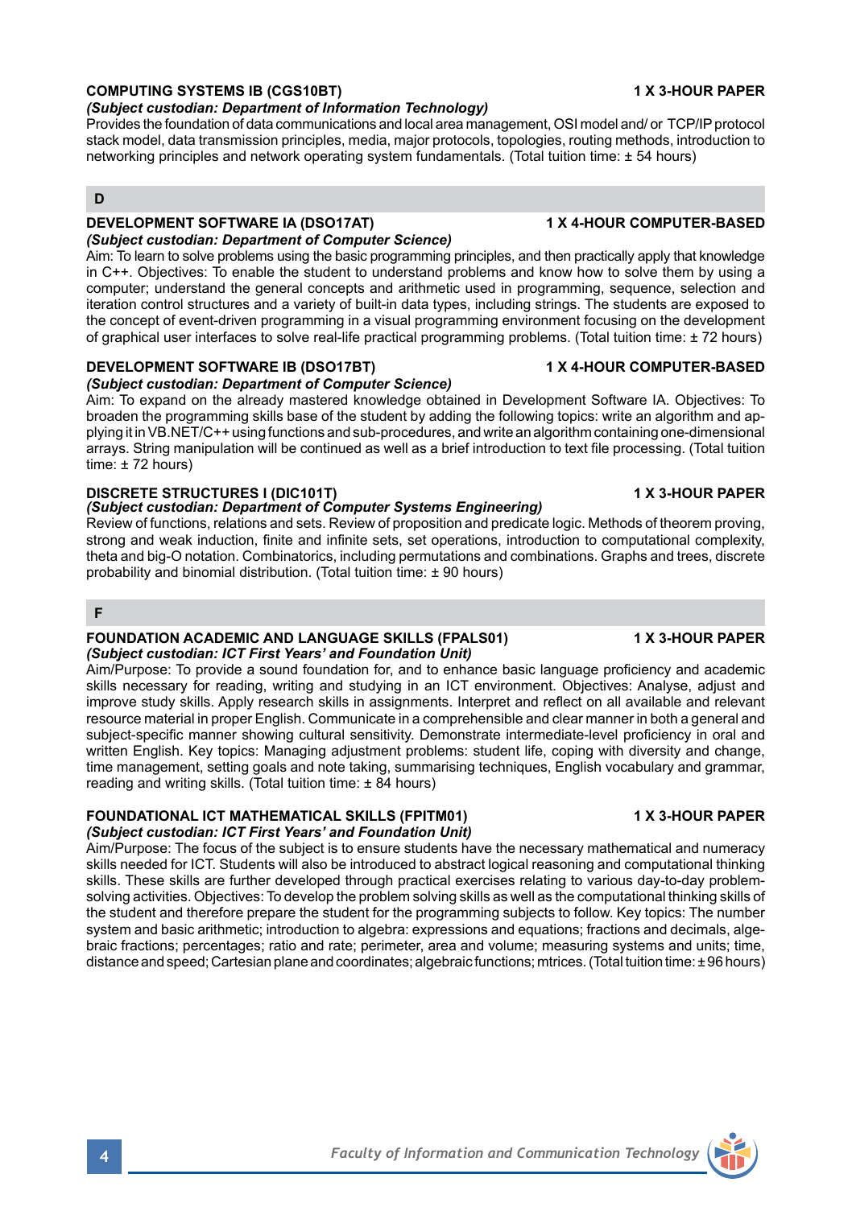### COMPUTING SYSTEMS IB (CGS10BT) — 1 X 3-HOUR PAPER

***(Subject custodian: Department of Information Technology)***

Provides the foundation of data communications and local area management, OSI model and/ or TCP/IP protocol stack model, data transmission principles, media, major protocols, topologies, routing methods, introduction to networking principles and network operating system fundamentals. (Total tuition time: ± 54 hours)

## D

### DEVELOPMENT SOFTWARE IA (DSO17AT) — 1 X 4-HOUR COMPUTER-BASED

***(Subject custodian: Department of Computer Science)***

Aim: To learn to solve problems using the basic programming principles, and then practically apply that knowledge in C++. Objectives: To enable the student to understand problems and know how to solve them by using a computer; understand the general concepts and arithmetic used in programming, sequence, selection and iteration control structures and a variety of built-in data types, including strings. The students are exposed to the concept of event-driven programming in a visual programming environment focusing on the development of graphical user interfaces to solve real-life practical programming problems. (Total tuition time: ± 72 hours)

### DEVELOPMENT SOFTWARE IB (DSO17BT) — 1 X 4-HOUR COMPUTER-BASED

***(Subject custodian: Department of Computer Science)***

Aim: To expand on the already mastered knowledge obtained in Development Software IA. Objectives: To broaden the programming skills base of the student by adding the following topics: write an algorithm and applying it in VB.NET/C++ using functions and sub-procedures, and write an algorithm containing one-dimensional arrays. String manipulation will be continued as well as a brief introduction to text file processing. (Total tuition time: ± 72 hours)

### DISCRETE STRUCTURES I (DIC101T) — 1 X 3-HOUR PAPER

***(Subject custodian: Department of Computer Systems Engineering)***

Review of functions, relations and sets. Review of proposition and predicate logic. Methods of theorem proving, strong and weak induction, finite and infinite sets, set operations, introduction to computational complexity, theta and big-O notation. Combinatorics, including permutations and combinations. Graphs and trees, discrete probability and binomial distribution. (Total tuition time: ± 90 hours)

## F

### FOUNDATION ACADEMIC AND LANGUAGE SKILLS (FPALS01) — 1 X 3-HOUR PAPER

***(Subject custodian: ICT First Years' and Foundation Unit)***

Aim/Purpose: To provide a sound foundation for, and to enhance basic language proficiency and academic skills necessary for reading, writing and studying in an ICT environment. Objectives: Analyse, adjust and improve study skills. Apply research skills in assignments. Interpret and reflect on all available and relevant resource material in proper English. Communicate in a comprehensible and clear manner in both a general and subject-specific manner showing cultural sensitivity. Demonstrate intermediate-level proficiency in oral and written English. Key topics: Managing adjustment problems: student life, coping with diversity and change, time management, setting goals and note taking, summarising techniques, English vocabulary and grammar, reading and writing skills. (Total tuition time: ± 84 hours)

### FOUNDATIONAL ICT MATHEMATICAL SKILLS (FPITM01) — 1 X 3-HOUR PAPER

***(Subject custodian: ICT First Years' and Foundation Unit)***

Aim/Purpose: The focus of the subject is to ensure students have the necessary mathematical and numeracy skills needed for ICT. Students will also be introduced to abstract logical reasoning and computational thinking skills. These skills are further developed through practical exercises relating to various day-to-day problem-solving activities. Objectives: To develop the problem solving skills as well as the computational thinking skills of the student and therefore prepare the student for the programming subjects to follow. Key topics: The number system and basic arithmetic; introduction to algebra: expressions and equations; fractions and decimals, algebraic fractions; percentages; ratio and rate; perimeter, area and volume; measuring systems and units; time, distance and speed; Cartesian plane and coordinates; algebraic functions; mtrices. (Total tuition time: ± 96 hours)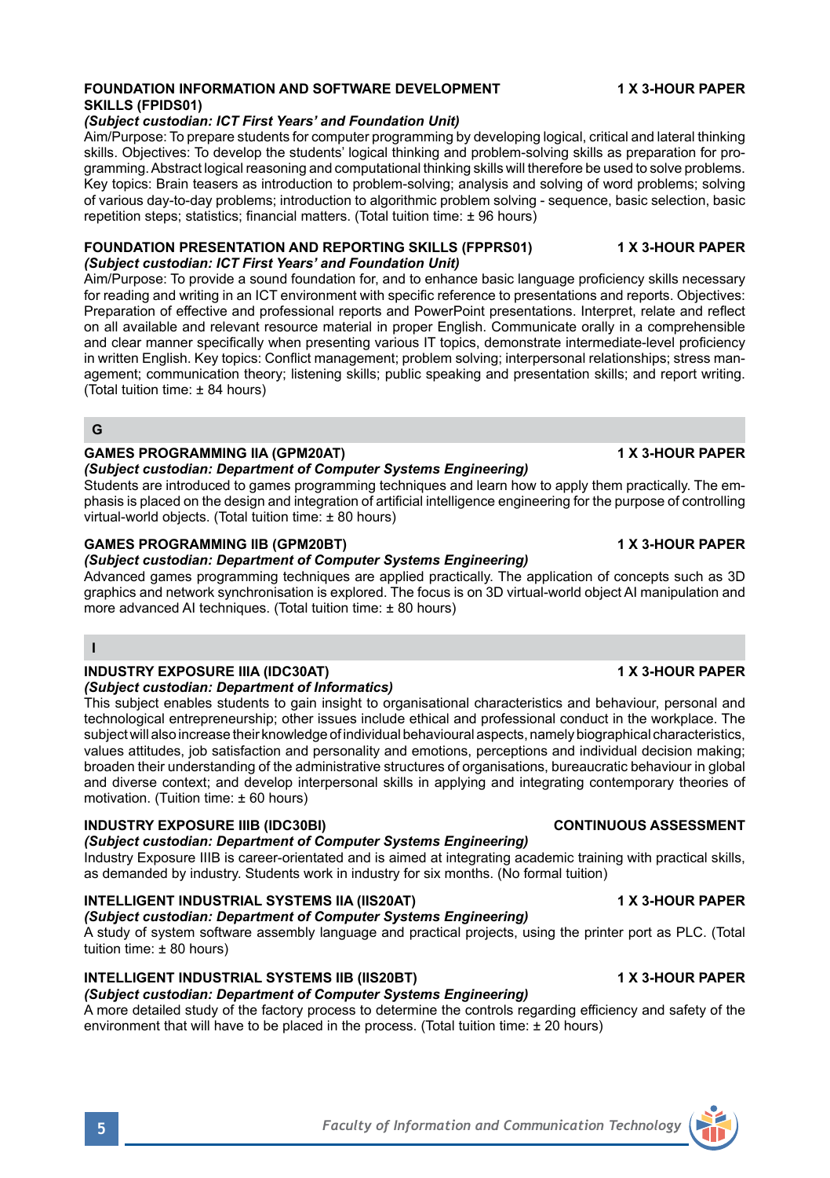### FOUNDATION INFORMATION AND SOFTWARE DEVELOPMENT SKILLS (FPIDS01) — 1 X 3-HOUR PAPER

***(Subject custodian: ICT First Years' and Foundation Unit)***

Aim/Purpose: To prepare students for computer programming by developing logical, critical and lateral thinking skills. Objectives: To develop the students' logical thinking and problem-solving skills as preparation for programming. Abstract logical reasoning and computational thinking skills will therefore be used to solve problems. Key topics: Brain teasers as introduction to problem-solving; analysis and solving of word problems; solving of various day-to-day problems; introduction to algorithmic problem solving - sequence, basic selection, basic repetition steps; statistics; financial matters. (Total tuition time: ± 96 hours)

### FOUNDATION PRESENTATION AND REPORTING SKILLS (FPPRS01) — 1 X 3-HOUR PAPER

***(Subject custodian: ICT First Years' and Foundation Unit)***

Aim/Purpose: To provide a sound foundation for, and to enhance basic language proficiency skills necessary for reading and writing in an ICT environment with specific reference to presentations and reports. Objectives: Preparation of effective and professional reports and PowerPoint presentations. Interpret, relate and reflect on all available and relevant resource material in proper English. Communicate orally in a comprehensible and clear manner specifically when presenting various IT topics, demonstrate intermediate-level proficiency in written English. Key topics: Conflict management; problem solving; interpersonal relationships; stress management; communication theory; listening skills; public speaking and presentation skills; and report writing. (Total tuition time: ± 84 hours)

## G

### GAMES PROGRAMMING IIA (GPM20AT) — 1 X 3-HOUR PAPER

***(Subject custodian: Department of Computer Systems Engineering)***

Students are introduced to games programming techniques and learn how to apply them practically. The emphasis is placed on the design and integration of artificial intelligence engineering for the purpose of controlling virtual-world objects. (Total tuition time: ± 80 hours)

### GAMES PROGRAMMING IIB (GPM20BT) — 1 X 3-HOUR PAPER

***(Subject custodian: Department of Computer Systems Engineering)***

Advanced games programming techniques are applied practically. The application of concepts such as 3D graphics and network synchronisation is explored. The focus is on 3D virtual-world object AI manipulation and more advanced AI techniques. (Total tuition time: ± 80 hours)

## I

### INDUSTRY EXPOSURE IIIA (IDC30AT) — 1 X 3-HOUR PAPER

***(Subject custodian: Department of Informatics)***

This subject enables students to gain insight to organisational characteristics and behaviour, personal and technological entrepreneurship; other issues include ethical and professional conduct in the workplace. The subject will also increase their knowledge of individual behavioural aspects, namely biographical characteristics, values attitudes, job satisfaction and personality and emotions, perceptions and individual decision making; broaden their understanding of the administrative structures of organisations, bureaucratic behaviour in global and diverse context; and develop interpersonal skills in applying and integrating contemporary theories of motivation. (Tuition time: ± 60 hours)

### INDUSTRY EXPOSURE IIIB (IDC30BI) — CONTINUOUS ASSESSMENT

***(Subject custodian: Department of Computer Systems Engineering)***

Industry Exposure IIIB is career-orientated and is aimed at integrating academic training with practical skills, as demanded by industry. Students work in industry for six months. (No formal tuition)

### INTELLIGENT INDUSTRIAL SYSTEMS IIA (IIS20AT) — 1 X 3-HOUR PAPER

***(Subject custodian: Department of Computer Systems Engineering)***

A study of system software assembly language and practical projects, using the printer port as PLC. (Total tuition time: ± 80 hours)

### INTELLIGENT INDUSTRIAL SYSTEMS IIB (IIS20BT) — 1 X 3-HOUR PAPER

***(Subject custodian: Department of Computer Systems Engineering)***

A more detailed study of the factory process to determine the controls regarding efficiency and safety of the environment that will have to be placed in the process. (Total tuition time: ± 20 hours)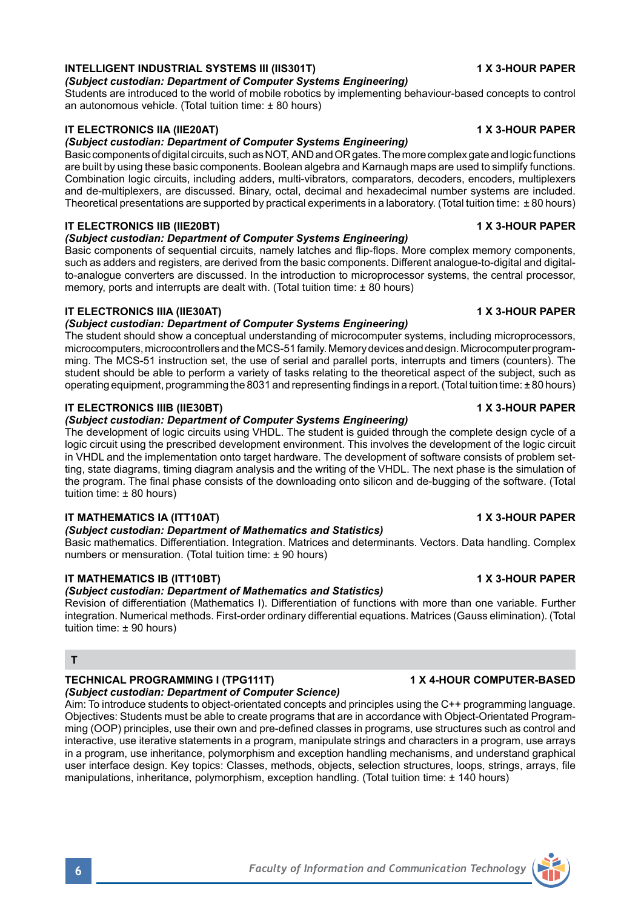### INTELLIGENT INDUSTRIAL SYSTEMS III (IIS301T) — 1 X 3-HOUR PAPER

***(Subject custodian: Department of Computer Systems Engineering)***

Students are introduced to the world of mobile robotics by implementing behaviour-based concepts to control an autonomous vehicle. (Total tuition time: ± 80 hours)

### IT ELECTRONICS IIA (IIE20AT) — 1 X 3-HOUR PAPER

***(Subject custodian: Department of Computer Systems Engineering)***

Basic components of digital circuits, such as NOT, AND and OR gates. The more complex gate and logic functions are built by using these basic components. Boolean algebra and Karnaugh maps are used to simplify functions. Combination logic circuits, including adders, multi-vibrators, comparators, decoders, encoders, multiplexers and de-multiplexers, are discussed. Binary, octal, decimal and hexadecimal number systems are included. Theoretical presentations are supported by practical experiments in a laboratory. (Total tuition time: ± 80 hours)

### IT ELECTRONICS IIB (IIE20BT) — 1 X 3-HOUR PAPER

***(Subject custodian: Department of Computer Systems Engineering)***

Basic components of sequential circuits, namely latches and flip-flops. More complex memory components, such as adders and registers, are derived from the basic components. Different analogue-to-digital and digital-to-analogue converters are discussed. In the introduction to microprocessor systems, the central processor, memory, ports and interrupts are dealt with. (Total tuition time: ± 80 hours)

### IT ELECTRONICS IIIA (IIE30AT) — 1 X 3-HOUR PAPER

***(Subject custodian: Department of Computer Systems Engineering)***

The student should show a conceptual understanding of microcomputer systems, including microprocessors, microcomputers, microcontrollers and the MCS-51 family. Memory devices and design. Microcomputer programming. The MCS-51 instruction set, the use of serial and parallel ports, interrupts and timers (counters). The student should be able to perform a variety of tasks relating to the theoretical aspect of the subject, such as operating equipment, programming the 8031 and representing findings in a report. (Total tuition time: ± 80 hours)

### IT ELECTRONICS IIIB (IIE30BT) — 1 X 3-HOUR PAPER

***(Subject custodian: Department of Computer Systems Engineering)***

The development of logic circuits using VHDL. The student is guided through the complete design cycle of a logic circuit using the prescribed development environment. This involves the development of the logic circuit in VHDL and the implementation onto target hardware. The development of software consists of problem setting, state diagrams, timing diagram analysis and the writing of the VHDL. The next phase is the simulation of the program. The final phase consists of the downloading onto silicon and de-bugging of the software. (Total tuition time: ± 80 hours)

### IT MATHEMATICS IA (ITT10AT) — 1 X 3-HOUR PAPER

***(Subject custodian: Department of Mathematics and Statistics)***

Basic mathematics. Differentiation. Integration. Matrices and determinants. Vectors. Data handling. Complex numbers or mensuration. (Total tuition time: ± 90 hours)

### IT MATHEMATICS IB (ITT10BT) — 1 X 3-HOUR PAPER

***(Subject custodian: Department of Mathematics and Statistics)***

Revision of differentiation (Mathematics I). Differentiation of functions with more than one variable. Further integration. Numerical methods. First-order ordinary differential equations. Matrices (Gauss elimination). (Total tuition time: ± 90 hours)

## T

### TECHNICAL PROGRAMMING I (TPG111T) — 1 X 4-HOUR COMPUTER-BASED

***(Subject custodian: Department of Computer Science)***

Aim: To introduce students to object-orientated concepts and principles using the C++ programming language. Objectives: Students must be able to create programs that are in accordance with Object-Orientated Programming (OOP) principles, use their own and pre-defined classes in programs, use structures such as control and interactive, use iterative statements in a program, manipulate strings and characters in a program, use arrays in a program, use inheritance, polymorphism and exception handling mechanisms, and understand graphical user interface design. Key topics: Classes, methods, objects, selection structures, loops, strings, arrays, file manipulations, inheritance, polymorphism, exception handling. (Total tuition time: ± 140 hours)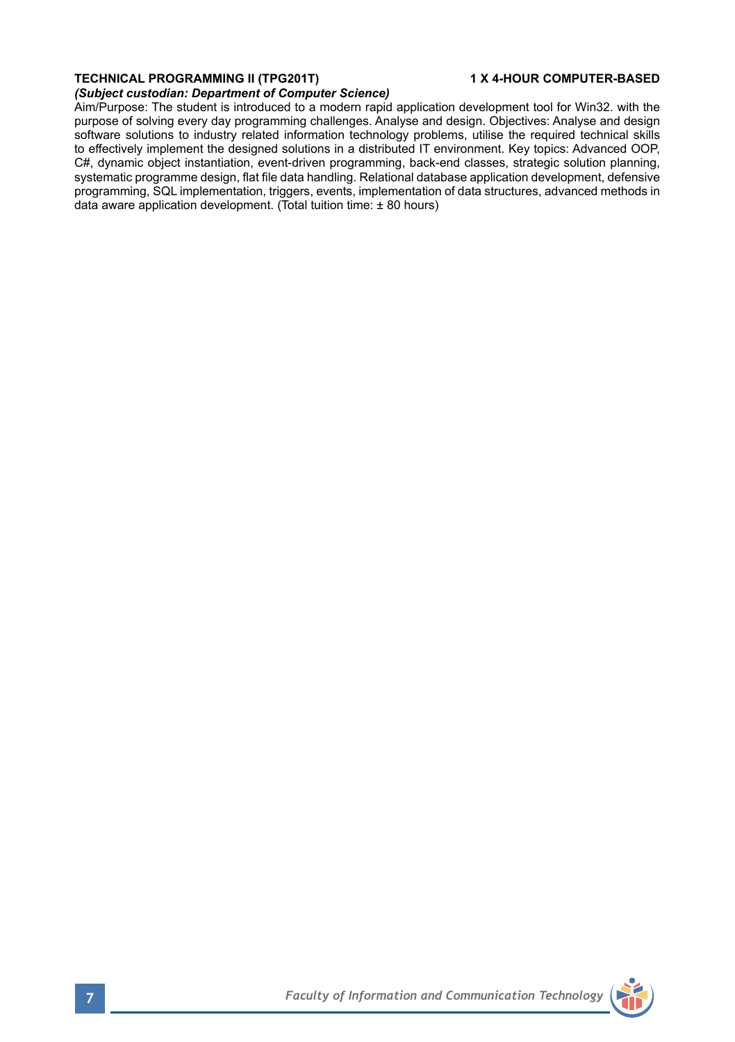**TECHNICAL PROGRAMMING II (TPG201T) 1 X 4-HOUR COMPUTER-BASED**

***(Subject custodian: Department of Computer Science)***

Aim/Purpose: The student is introduced to a modern rapid application development tool for Win32. with the purpose of solving every day programming challenges. Analyse and design. Objectives: Analyse and design software solutions to industry related information technology problems, utilise the required technical skills to effectively implement the designed solutions in a distributed IT environment. Key topics: Advanced OOP, C#, dynamic object instantiation, event-driven programming, back-end classes, strategic solution planning, systematic programme design, flat file data handling. Relational database application development, defensive programming, SQL implementation, triggers, events, implementation of data structures, advanced methods in data aware application development. (Total tuition time: ± 80 hours)